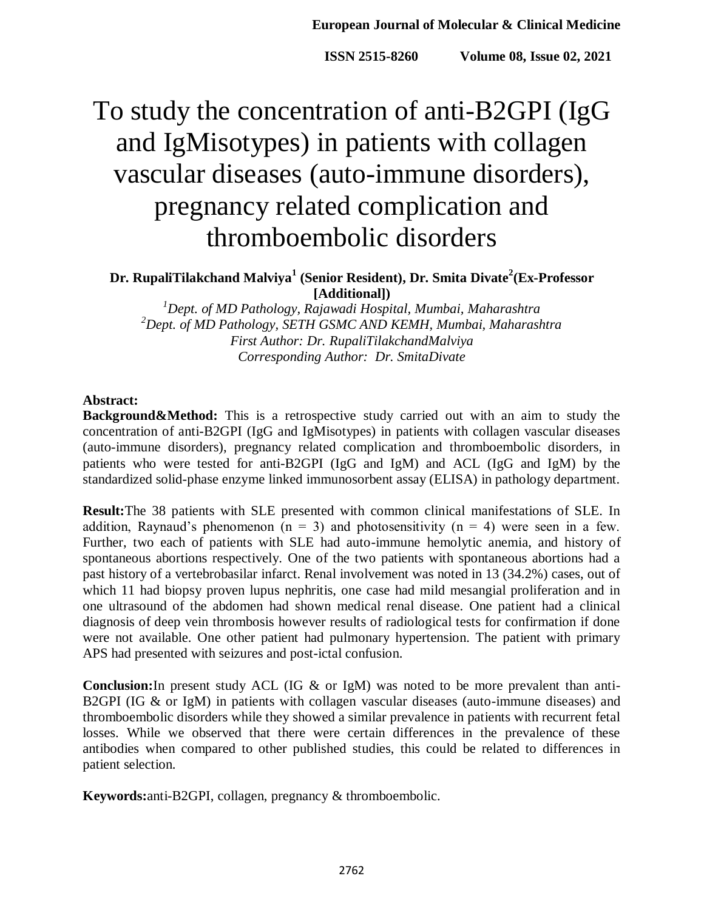# To study the concentration of anti-B2GPI (IgG and IgMisotypes) in patients with collagen vascular diseases (auto-immune disorders), pregnancy related complication and thromboembolic disorders

**Dr. RupaliTilakchand Malviya[1] (Senior Resident), Dr. Smita Divate[2](Ex-Professor [Additional])**

*[1]Dept. of MD Pathology, Rajawadi Hospital, Mumbai, Maharashtra*
*[2]Dept. of MD Pathology, SETH GSMC AND KEMH, Mumbai, Maharashtra*
*First Author: Dr. RupaliTilakchandMalviya*
*Corresponding Author: Dr. SmitaDivate*

**Abstract:**

**Background&Method:** This is a retrospective study carried out with an aim to study the concentration of anti-B2GPI (IgG and IgMisotypes) in patients with collagen vascular diseases (auto-immune disorders), pregnancy related complication and thromboembolic disorders, in patients who were tested for anti-B2GPI (IgG and IgM) and ACL (IgG and IgM) by the standardized solid-phase enzyme linked immunosorbent assay (ELISA) in pathology department.

**Result:**The 38 patients with SLE presented with common clinical manifestations of SLE. In addition, Raynaud's phenomenon (n = 3) and photosensitivity (n = 4) were seen in a few. Further, two each of patients with SLE had auto-immune hemolytic anemia, and history of spontaneous abortions respectively. One of the two patients with spontaneous abortions had a past history of a vertebrobasilar infarct. Renal involvement was noted in 13 (34.2%) cases, out of which 11 had biopsy proven lupus nephritis, one case had mild mesangial proliferation and in one ultrasound of the abdomen had shown medical renal disease. One patient had a clinical diagnosis of deep vein thrombosis however results of radiological tests for confirmation if done were not available. One other patient had pulmonary hypertension. The patient with primary APS had presented with seizures and post-ictal confusion.

**Conclusion:**In present study ACL (IG & or IgM) was noted to be more prevalent than anti-B2GPI (IG & or IgM) in patients with collagen vascular diseases (auto-immune diseases) and thromboembolic disorders while they showed a similar prevalence in patients with recurrent fetal losses. While we observed that there were certain differences in the prevalence of these antibodies when compared to other published studies, this could be related to differences in patient selection.

**Keywords:**anti-B2GPI, collagen, pregnancy & thromboembolic.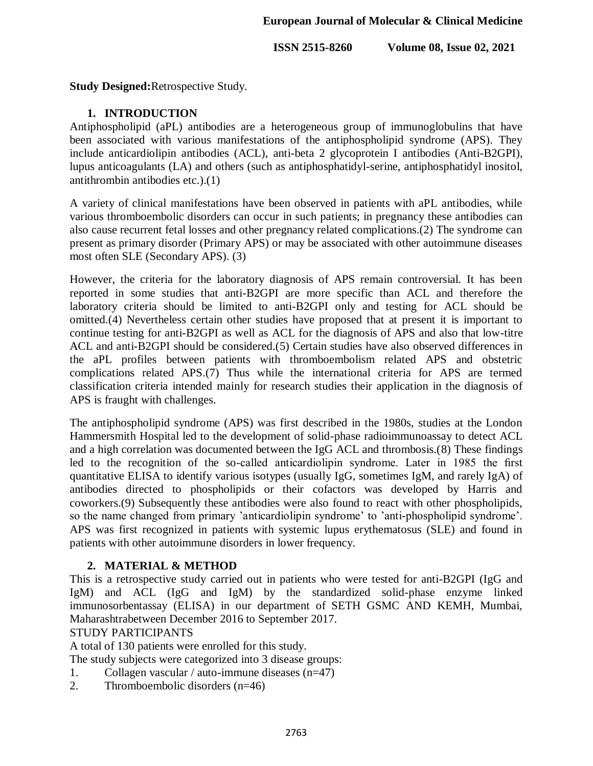**Study Designed:** Retrospective Study.

## 1. INTRODUCTION

Antiphospholipid (aPL) antibodies are a heterogeneous group of immunoglobulins that have been associated with various manifestations of the antiphospholipid syndrome (APS). They include anticardiolipin antibodies (ACL), anti-beta 2 glycoprotein I antibodies (Anti-B2GPI), lupus anticoagulants (LA) and others (such as antiphosphatidyl-serine, antiphosphatidyl inositol, antithrombin antibodies etc.).(1)

A variety of clinical manifestations have been observed in patients with aPL antibodies, while various thromboembolic disorders can occur in such patients; in pregnancy these antibodies can also cause recurrent fetal losses and other pregnancy related complications.(2) The syndrome can present as primary disorder (Primary APS) or may be associated with other autoimmune diseases most often SLE (Secondary APS). (3)

However, the criteria for the laboratory diagnosis of APS remain controversial. It has been reported in some studies that anti-B2GPI are more specific than ACL and therefore the laboratory criteria should be limited to anti-B2GPI only and testing for ACL should be omitted.(4) Nevertheless certain other studies have proposed that at present it is important to continue testing for anti-B2GPI as well as ACL for the diagnosis of APS and also that low-titre ACL and anti-B2GPI should be considered.(5) Certain studies have also observed differences in the aPL profiles between patients with thromboembolism related APS and obstetric complications related APS.(7) Thus while the international criteria for APS are termed classification criteria intended mainly for research studies their application in the diagnosis of APS is fraught with challenges.

The antiphospholipid syndrome (APS) was first described in the 1980s, studies at the London Hammersmith Hospital led to the development of solid-phase radioimmunoassay to detect ACL and a high correlation was documented between the IgG ACL and thrombosis.(8) These findings led to the recognition of the so-called anticardiolipin syndrome. Later in 1985 the first quantitative ELISA to identify various isotypes (usually IgG, sometimes IgM, and rarely IgA) of antibodies directed to phospholipids or their cofactors was developed by Harris and coworkers.(9) Subsequently these antibodies were also found to react with other phospholipids, so the name changed from primary 'anticardiolipin syndrome' to 'anti-phospholipid syndrome'. APS was first recognized in patients with systemic lupus erythematosus (SLE) and found in patients with other autoimmune disorders in lower frequency.

## 2. MATERIAL & METHOD

This is a retrospective study carried out in patients who were tested for anti-B2GPI (IgG and IgM) and ACL (IgG and IgM) by the standardized solid-phase enzyme linked immunosorbentassay (ELISA) in our department of SETH GSMC AND KEMH, Mumbai, Maharashtrabetween December 2016 to September 2017.

STUDY PARTICIPANTS

A total of 130 patients were enrolled for this study.

The study subjects were categorized into 3 disease groups:

1. Collagen vascular / auto-immune diseases (n=47)
2. Thromboembolic disorders (n=46)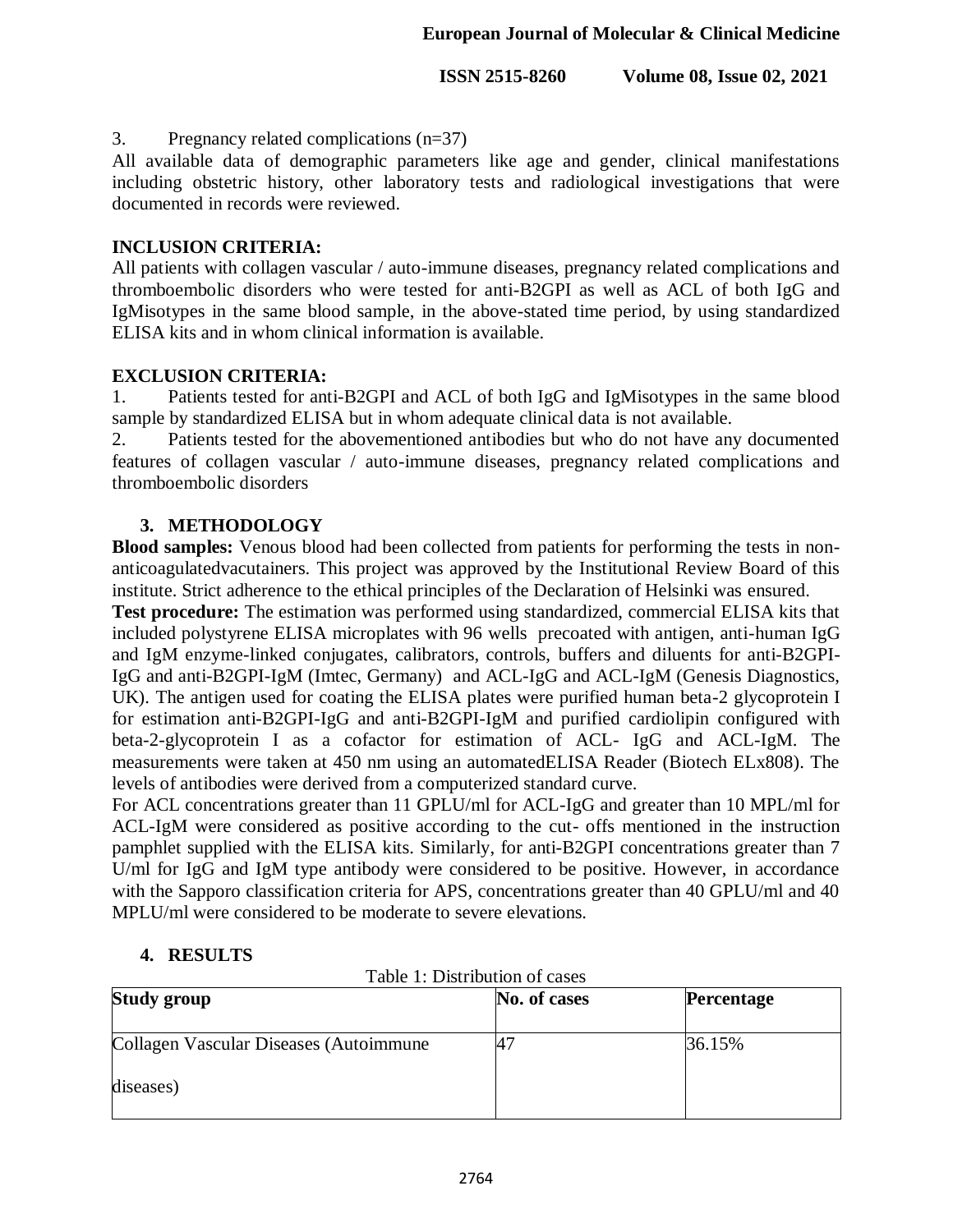3. Pregnancy related complications (n=37)

All available data of demographic parameters like age and gender, clinical manifestations including obstetric history, other laboratory tests and radiological investigations that were documented in records were reviewed.

**INCLUSION CRITERIA:**

All patients with collagen vascular / auto-immune diseases, pregnancy related complications and thromboembolic disorders who were tested for anti-B2GPI as well as ACL of both IgG and IgMisotypes in the same blood sample, in the above-stated time period, by using standardized ELISA kits and in whom clinical information is available.

**EXCLUSION CRITERIA:**

1. Patients tested for anti-B2GPI and ACL of both IgG and IgMisotypes in the same blood sample by standardized ELISA but in whom adequate clinical data is not available.
2. Patients tested for the abovementioned antibodies but who do not have any documented features of collagen vascular / auto-immune diseases, pregnancy related complications and thromboembolic disorders

## 3. METHODOLOGY

**Blood samples:** Venous blood had been collected from patients for performing the tests in non-anticoagulatedvacutainers. This project was approved by the Institutional Review Board of this institute. Strict adherence to the ethical principles of the Declaration of Helsinki was ensured.

**Test procedure:** The estimation was performed using standardized, commercial ELISA kits that included polystyrene ELISA microplates with 96 wells precoated with antigen, anti-human IgG and IgM enzyme-linked conjugates, calibrators, controls, buffers and diluents for anti-B2GPI-IgG and anti-B2GPI-IgM (Imtec, Germany) and ACL-IgG and ACL-IgM (Genesis Diagnostics, UK). The antigen used for coating the ELISA plates were purified human beta-2 glycoprotein I for estimation anti-B2GPI-IgG and anti-B2GPI-IgM and purified cardiolipin configured with beta-2-glycoprotein I as a cofactor for estimation of ACL- IgG and ACL-IgM. The measurements were taken at 450 nm using an automatedELISA Reader (Biotech ELx808). The levels of antibodies were derived from a computerized standard curve.

For ACL concentrations greater than 11 GPLU/ml for ACL-IgG and greater than 10 MPL/ml for ACL-IgM were considered as positive according to the cut- offs mentioned in the instruction pamphlet supplied with the ELISA kits. Similarly, for anti-B2GPI concentrations greater than 7 U/ml for IgG and IgM type antibody were considered to be positive. However, in accordance with the Sapporo classification criteria for APS, concentrations greater than 40 GPLU/ml and 40 MPLU/ml were considered to be moderate to severe elevations.

## 4. RESULTS

Table 1: Distribution of cases

| Study group | No. of cases | Percentage |
|---|---|---|
| Collagen Vascular Diseases (Autoimmune diseases) | 47 | 36.15% |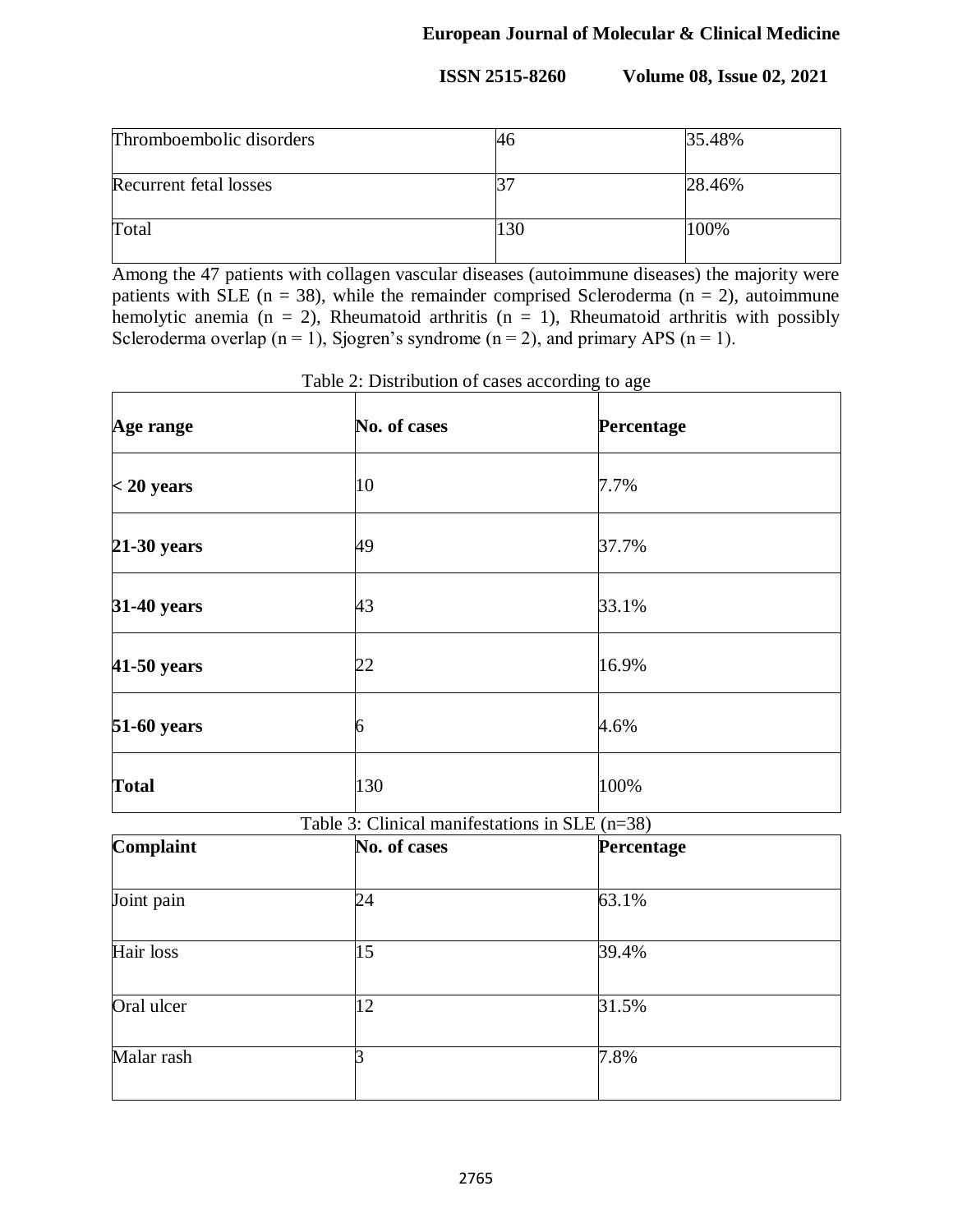| Thromboembolic disorders | 46 | 35.48% |
|---|---|---|
| Recurrent fetal losses | 37 | 28.46% |
| Total | 130 | 100% |

Among the 47 patients with collagen vascular diseases (autoimmune diseases) the majority were patients with SLE (n = 38), while the remainder comprised Scleroderma (n = 2), autoimmune hemolytic anemia (n = 2), Rheumatoid arthritis (n = 1), Rheumatoid arthritis with possibly Scleroderma overlap (n = 1), Sjogren's syndrome (n = 2), and primary APS (n = 1).

Table 2: Distribution of cases according to age

| Age range | No. of cases | Percentage |
|---|---|---|
| **< 20 years** | 10 | 7.7% |
| **21-30 years** | 49 | 37.7% |
| **31-40 years** | 43 | 33.1% |
| **41-50 years** | 22 | 16.9% |
| **51-60 years** | 6 | 4.6% |
| **Total** | 130 | 100% |

Table 3: Clinical manifestations in SLE (n=38)

| Complaint | No. of cases | Percentage |
|---|---|---|
| Joint pain | 24 | 63.1% |
| Hair loss | 15 | 39.4% |
| Oral ulcer | 12 | 31.5% |
| Malar rash | 3 | 7.8% |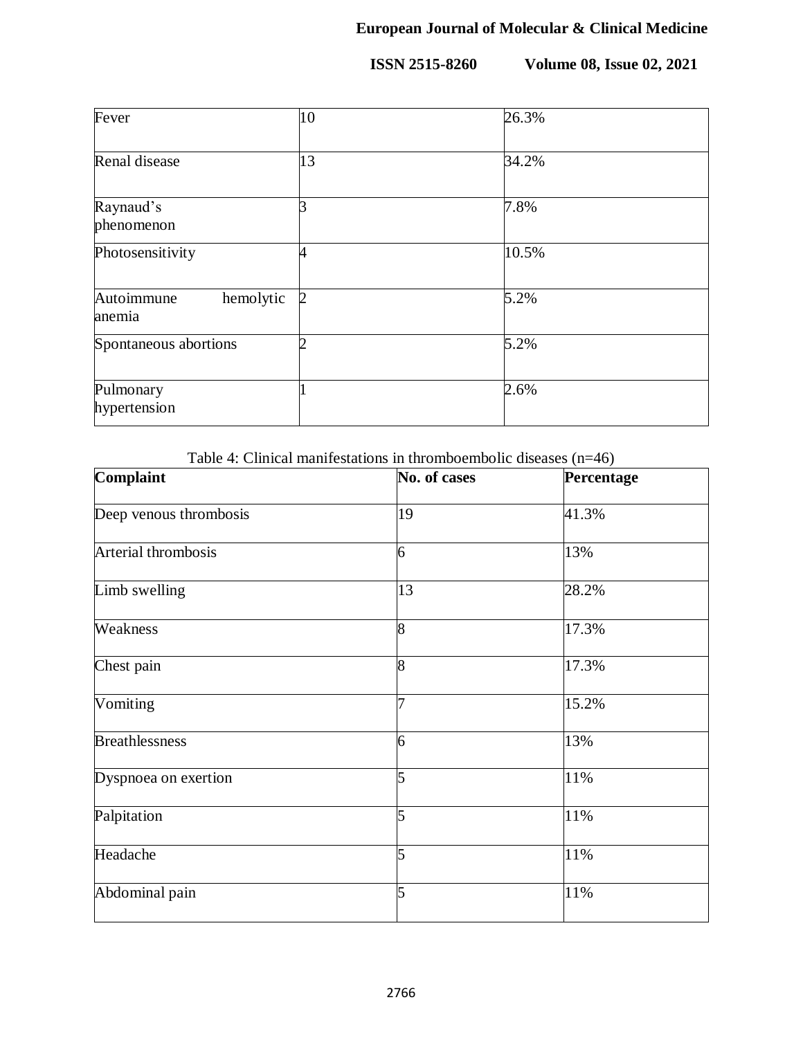| | | |
|---|---|---|
| Fever | 10 | 26.3% |
| Renal disease | 13 | 34.2% |
| Raynaud's phenomenon | 3 | 7.8% |
| Photosensitivity | 4 | 10.5% |
| Autoimmune hemolytic anemia | 2 | 5.2% |
| Spontaneous abortions | 2 | 5.2% |
| Pulmonary hypertension | 1 | 2.6% |

Table 4: Clinical manifestations in thromboembolic diseases (n=46)

| **Complaint** | **No. of cases** | **Percentage** |
|---|---|---|
| Deep venous thrombosis | 19 | 41.3% |
| Arterial thrombosis | 6 | 13% |
| Limb swelling | 13 | 28.2% |
| Weakness | 8 | 17.3% |
| Chest pain | 8 | 17.3% |
| Vomiting | 7 | 15.2% |
| Breathlessness | 6 | 13% |
| Dyspnoea on exertion | 5 | 11% |
| Palpitation | 5 | 11% |
| Headache | 5 | 11% |
| Abdominal pain | 5 | 11% |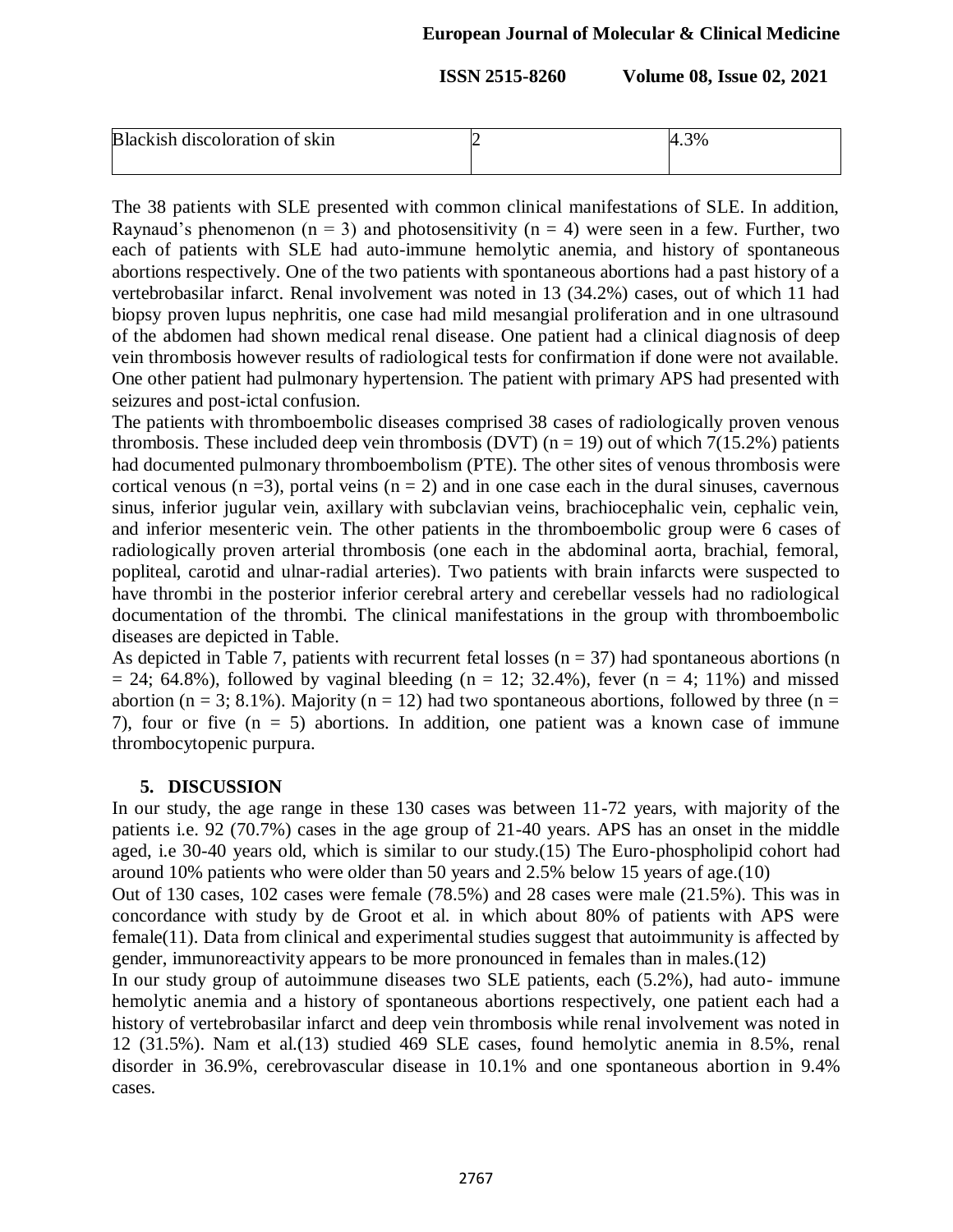| Blackish discoloration of skin | 2 | 4.3% |
|---|---|---|

The 38 patients with SLE presented with common clinical manifestations of SLE. In addition, Raynaud's phenomenon (n = 3) and photosensitivity (n = 4) were seen in a few. Further, two each of patients with SLE had auto-immune hemolytic anemia, and history of spontaneous abortions respectively. One of the two patients with spontaneous abortions had a past history of a vertebrobasilar infarct. Renal involvement was noted in 13 (34.2%) cases, out of which 11 had biopsy proven lupus nephritis, one case had mild mesangial proliferation and in one ultrasound of the abdomen had shown medical renal disease. One patient had a clinical diagnosis of deep vein thrombosis however results of radiological tests for confirmation if done were not available. One other patient had pulmonary hypertension. The patient with primary APS had presented with seizures and post-ictal confusion.

The patients with thromboembolic diseases comprised 38 cases of radiologically proven venous thrombosis. These included deep vein thrombosis (DVT) (n = 19) out of which 7(15.2%) patients had documented pulmonary thromboembolism (PTE). The other sites of venous thrombosis were cortical venous (n =3), portal veins (n = 2) and in one case each in the dural sinuses, cavernous sinus, inferior jugular vein, axillary with subclavian veins, brachiocephalic vein, cephalic vein, and inferior mesenteric vein. The other patients in the thromboembolic group were 6 cases of radiologically proven arterial thrombosis (one each in the abdominal aorta, brachial, femoral, popliteal, carotid and ulnar-radial arteries). Two patients with brain infarcts were suspected to have thrombi in the posterior inferior cerebral artery and cerebellar vessels had no radiological documentation of the thrombi. The clinical manifestations in the group with thromboembolic diseases are depicted in Table.

As depicted in Table 7, patients with recurrent fetal losses (n = 37) had spontaneous abortions (n = 24; 64.8%), followed by vaginal bleeding (n = 12; 32.4%), fever (n = 4; 11%) and missed abortion (n = 3; 8.1%). Majority (n = 12) had two spontaneous abortions, followed by three (n = 7), four or five (n = 5) abortions. In addition, one patient was a known case of immune thrombocytopenic purpura.

## 5. DISCUSSION

In our study, the age range in these 130 cases was between 11-72 years, with majority of the patients i.e. 92 (70.7%) cases in the age group of 21-40 years. APS has an onset in the middle aged, i.e 30-40 years old, which is similar to our study.(15) The Euro-phospholipid cohort had around 10% patients who were older than 50 years and 2.5% below 15 years of age.(10)

Out of 130 cases, 102 cases were female (78.5%) and 28 cases were male (21.5%). This was in concordance with study by de Groot et al. in which about 80% of patients with APS were female(11). Data from clinical and experimental studies suggest that autoimmunity is affected by gender, immunoreactivity appears to be more pronounced in females than in males.(12)

In our study group of autoimmune diseases two SLE patients, each (5.2%), had auto- immune hemolytic anemia and a history of spontaneous abortions respectively, one patient each had a history of vertebrobasilar infarct and deep vein thrombosis while renal involvement was noted in 12 (31.5%). Nam et al.(13) studied 469 SLE cases, found hemolytic anemia in 8.5%, renal disorder in 36.9%, cerebrovascular disease in 10.1% and one spontaneous abortion in 9.4% cases.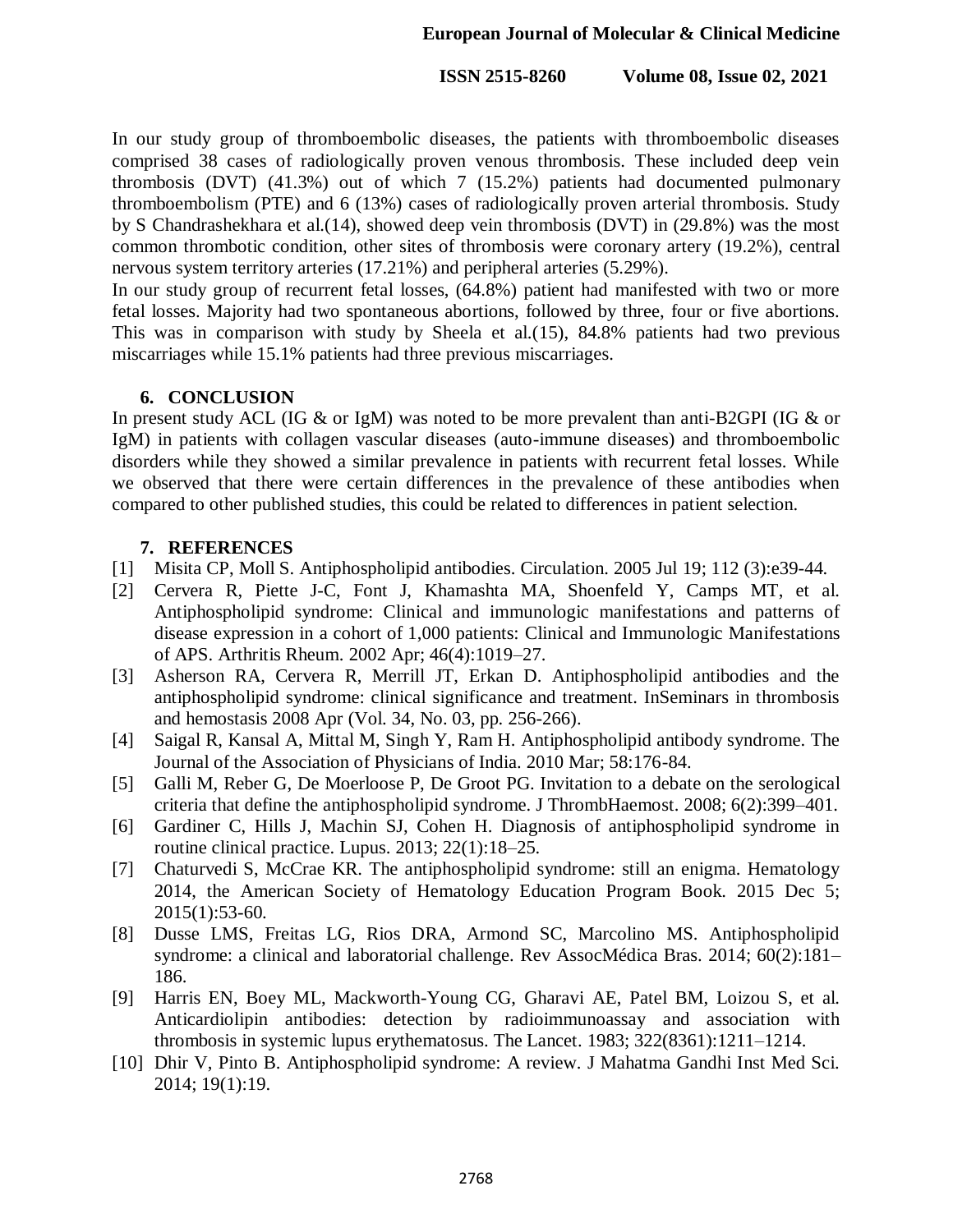In our study group of thromboembolic diseases, the patients with thromboembolic diseases comprised 38 cases of radiologically proven venous thrombosis. These included deep vein thrombosis (DVT) (41.3%) out of which 7 (15.2%) patients had documented pulmonary thromboembolism (PTE) and 6 (13%) cases of radiologically proven arterial thrombosis. Study by S Chandrashekhara et al.(14), showed deep vein thrombosis (DVT) in (29.8%) was the most common thrombotic condition, other sites of thrombosis were coronary artery (19.2%), central nervous system territory arteries (17.21%) and peripheral arteries (5.29%).

In our study group of recurrent fetal losses, (64.8%) patient had manifested with two or more fetal losses. Majority had two spontaneous abortions, followed by three, four or five abortions. This was in comparison with study by Sheela et al.(15), 84.8% patients had two previous miscarriages while 15.1% patients had three previous miscarriages.

## 6. CONCLUSION

In present study ACL (IG & or IgM) was noted to be more prevalent than anti-B2GPI (IG & or IgM) in patients with collagen vascular diseases (auto-immune diseases) and thromboembolic disorders while they showed a similar prevalence in patients with recurrent fetal losses. While we observed that there were certain differences in the prevalence of these antibodies when compared to other published studies, this could be related to differences in patient selection.

## 7. REFERENCES

[1] Misita CP, Moll S. Antiphospholipid antibodies. Circulation. 2005 Jul 19; 112 (3):e39-44.

[2] Cervera R, Piette J-C, Font J, Khamashta MA, Shoenfeld Y, Camps MT, et al. Antiphospholipid syndrome: Clinical and immunologic manifestations and patterns of disease expression in a cohort of 1,000 patients: Clinical and Immunologic Manifestations of APS. Arthritis Rheum. 2002 Apr; 46(4):1019–27.

[3] Asherson RA, Cervera R, Merrill JT, Erkan D. Antiphospholipid antibodies and the antiphospholipid syndrome: clinical significance and treatment. InSeminars in thrombosis and hemostasis 2008 Apr (Vol. 34, No. 03, pp. 256-266).

[4] Saigal R, Kansal A, Mittal M, Singh Y, Ram H. Antiphospholipid antibody syndrome. The Journal of the Association of Physicians of India. 2010 Mar; 58:176-84.

[5] Galli M, Reber G, De Moerloose P, De Groot PG. Invitation to a debate on the serological criteria that define the antiphospholipid syndrome. J ThrombHaemost. 2008; 6(2):399–401.

[6] Gardiner C, Hills J, Machin SJ, Cohen H. Diagnosis of antiphospholipid syndrome in routine clinical practice. Lupus. 2013; 22(1):18–25.

[7] Chaturvedi S, McCrae KR. The antiphospholipid syndrome: still an enigma. Hematology 2014, the American Society of Hematology Education Program Book. 2015 Dec 5; 2015(1):53-60.

[8] Dusse LMS, Freitas LG, Rios DRA, Armond SC, Marcolino MS. Antiphospholipid syndrome: a clinical and laboratorial challenge. Rev AssocMédica Bras. 2014; 60(2):181–186.

[9] Harris EN, Boey ML, Mackworth-Young CG, Gharavi AE, Patel BM, Loizou S, et al. Anticardiolipin antibodies: detection by radioimmunoassay and association with thrombosis in systemic lupus erythematosus. The Lancet. 1983; 322(8361):1211–1214.

[10] Dhir V, Pinto B. Antiphospholipid syndrome: A review. J Mahatma Gandhi Inst Med Sci. 2014; 19(1):19.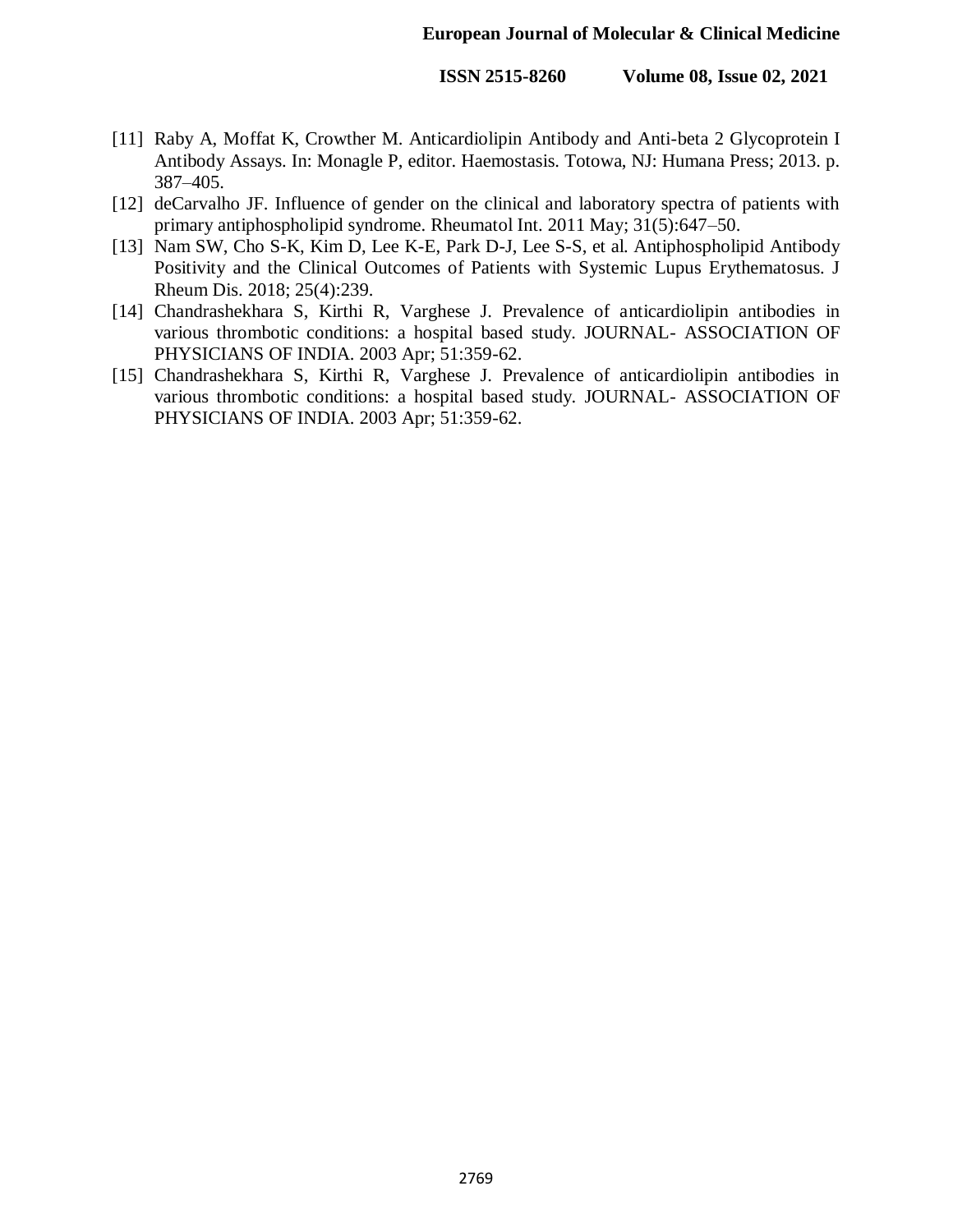[11] Raby A, Moffat K, Crowther M. Anticardiolipin Antibody and Anti-beta 2 Glycoprotein I Antibody Assays. In: Monagle P, editor. Haemostasis. Totowa, NJ: Humana Press; 2013. p. 387–405.

[12] deCarvalho JF. Influence of gender on the clinical and laboratory spectra of patients with primary antiphospholipid syndrome. Rheumatol Int. 2011 May; 31(5):647–50.

[13] Nam SW, Cho S-K, Kim D, Lee K-E, Park D-J, Lee S-S, et al. Antiphospholipid Antibody Positivity and the Clinical Outcomes of Patients with Systemic Lupus Erythematosus. J Rheum Dis. 2018; 25(4):239.

[14] Chandrashekhara S, Kirthi R, Varghese J. Prevalence of anticardiolipin antibodies in various thrombotic conditions: a hospital based study. JOURNAL- ASSOCIATION OF PHYSICIANS OF INDIA. 2003 Apr; 51:359-62.

[15] Chandrashekhara S, Kirthi R, Varghese J. Prevalence of anticardiolipin antibodies in various thrombotic conditions: a hospital based study. JOURNAL- ASSOCIATION OF PHYSICIANS OF INDIA. 2003 Apr; 51:359-62.